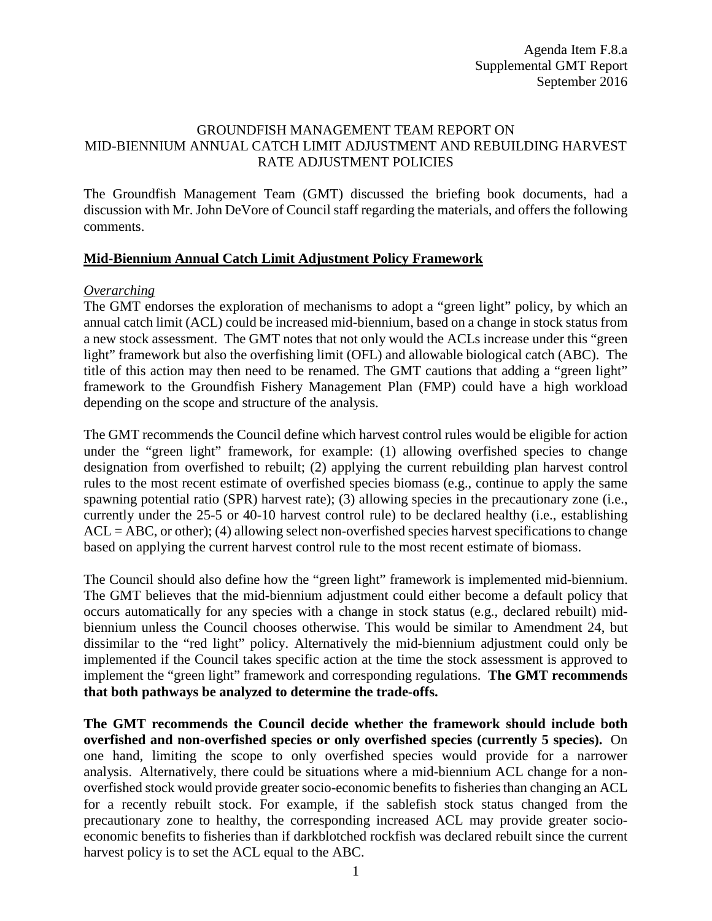Agenda Item F.8.a
Supplemental GMT Report
September 2016

# GROUNDFISH MANAGEMENT TEAM REPORT ON MID-BIENNIUM ANNUAL CATCH LIMIT ADJUSTMENT AND REBUILDING HARVEST RATE ADJUSTMENT POLICIES

The Groundfish Management Team (GMT) discussed the briefing book documents, had a discussion with Mr. John DeVore of Council staff regarding the materials, and offers the following comments.

## Mid-Biennium Annual Catch Limit Adjustment Policy Framework

### *Overarching*

The GMT endorses the exploration of mechanisms to adopt a "green light" policy, by which an annual catch limit (ACL) could be increased mid-biennium, based on a change in stock status from a new stock assessment. The GMT notes that not only would the ACLs increase under this "green light" framework but also the overfishing limit (OFL) and allowable biological catch (ABC). The title of this action may then need to be renamed. The GMT cautions that adding a "green light" framework to the Groundfish Fishery Management Plan (FMP) could have a high workload depending on the scope and structure of the analysis.

The GMT recommends the Council define which harvest control rules would be eligible for action under the "green light" framework, for example: (1) allowing overfished species to change designation from overfished to rebuilt; (2) applying the current rebuilding plan harvest control rules to the most recent estimate of overfished species biomass (e.g., continue to apply the same spawning potential ratio (SPR) harvest rate); (3) allowing species in the precautionary zone (i.e., currently under the 25-5 or 40-10 harvest control rule) to be declared healthy (i.e., establishing ACL = ABC, or other); (4) allowing select non-overfished species harvest specifications to change based on applying the current harvest control rule to the most recent estimate of biomass.

The Council should also define how the "green light" framework is implemented mid-biennium. The GMT believes that the mid-biennium adjustment could either become a default policy that occurs automatically for any species with a change in stock status (e.g., declared rebuilt) mid-biennium unless the Council chooses otherwise. This would be similar to Amendment 24, but dissimilar to the "red light" policy. Alternatively the mid-biennium adjustment could only be implemented if the Council takes specific action at the time the stock assessment is approved to implement the "green light" framework and corresponding regulations. **The GMT recommends that both pathways be analyzed to determine the trade-offs.**

**The GMT recommends the Council decide whether the framework should include both overfished and non-overfished species or only overfished species (currently 5 species).** On one hand, limiting the scope to only overfished species would provide for a narrower analysis. Alternatively, there could be situations where a mid-biennium ACL change for a non-overfished stock would provide greater socio-economic benefits to fisheries than changing an ACL for a recently rebuilt stock. For example, if the sablefish stock status changed from the precautionary zone to healthy, the corresponding increased ACL may provide greater socio-economic benefits to fisheries than if darkblotched rockfish was declared rebuilt since the current harvest policy is to set the ACL equal to the ABC.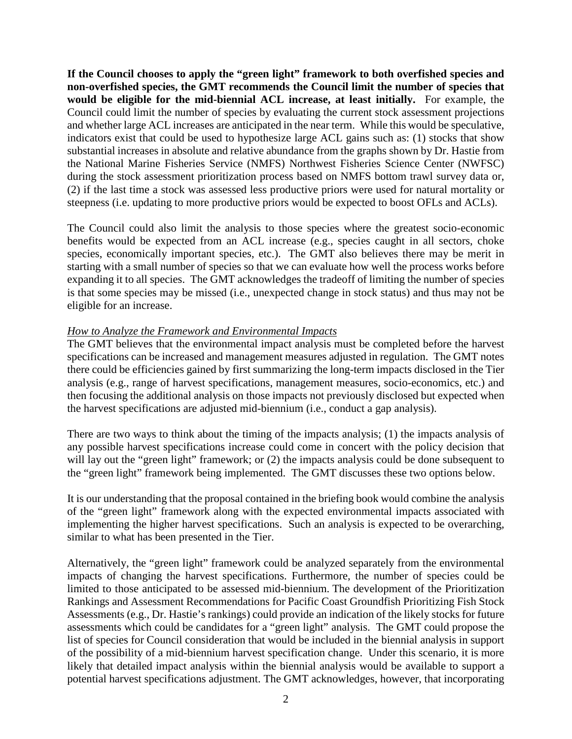**If the Council chooses to apply the "green light" framework to both overfished species and non-overfished species, the GMT recommends the Council limit the number of species that would be eligible for the mid-biennial ACL increase, at least initially.** For example, the Council could limit the number of species by evaluating the current stock assessment projections and whether large ACL increases are anticipated in the near term. While this would be speculative, indicators exist that could be used to hypothesize large ACL gains such as: (1) stocks that show substantial increases in absolute and relative abundance from the graphs shown by Dr. Hastie from the National Marine Fisheries Service (NMFS) Northwest Fisheries Science Center (NWFSC) during the stock assessment prioritization process based on NMFS bottom trawl survey data or, (2) if the last time a stock was assessed less productive priors were used for natural mortality or steepness (i.e. updating to more productive priors would be expected to boost OFLs and ACLs).

The Council could also limit the analysis to those species where the greatest socio-economic benefits would be expected from an ACL increase (e.g., species caught in all sectors, choke species, economically important species, etc.). The GMT also believes there may be merit in starting with a small number of species so that we can evaluate how well the process works before expanding it to all species. The GMT acknowledges the tradeoff of limiting the number of species is that some species may be missed (i.e., unexpected change in stock status) and thus may not be eligible for an increase.

*How to Analyze the Framework and Environmental Impacts*

The GMT believes that the environmental impact analysis must be completed before the harvest specifications can be increased and management measures adjusted in regulation. The GMT notes there could be efficiencies gained by first summarizing the long-term impacts disclosed in the Tier analysis (e.g., range of harvest specifications, management measures, socio-economics, etc.) and then focusing the additional analysis on those impacts not previously disclosed but expected when the harvest specifications are adjusted mid-biennium (i.e., conduct a gap analysis).

There are two ways to think about the timing of the impacts analysis; (1) the impacts analysis of any possible harvest specifications increase could come in concert with the policy decision that will lay out the "green light" framework; or (2) the impacts analysis could be done subsequent to the "green light" framework being implemented. The GMT discusses these two options below.

It is our understanding that the proposal contained in the briefing book would combine the analysis of the "green light" framework along with the expected environmental impacts associated with implementing the higher harvest specifications. Such an analysis is expected to be overarching, similar to what has been presented in the Tier.

Alternatively, the "green light" framework could be analyzed separately from the environmental impacts of changing the harvest specifications. Furthermore, the number of species could be limited to those anticipated to be assessed mid-biennium. The development of the Prioritization Rankings and Assessment Recommendations for Pacific Coast Groundfish Prioritizing Fish Stock Assessments (e.g., Dr. Hastie's rankings) could provide an indication of the likely stocks for future assessments which could be candidates for a "green light" analysis. The GMT could propose the list of species for Council consideration that would be included in the biennial analysis in support of the possibility of a mid-biennium harvest specification change. Under this scenario, it is more likely that detailed impact analysis within the biennial analysis would be available to support a potential harvest specifications adjustment. The GMT acknowledges, however, that incorporating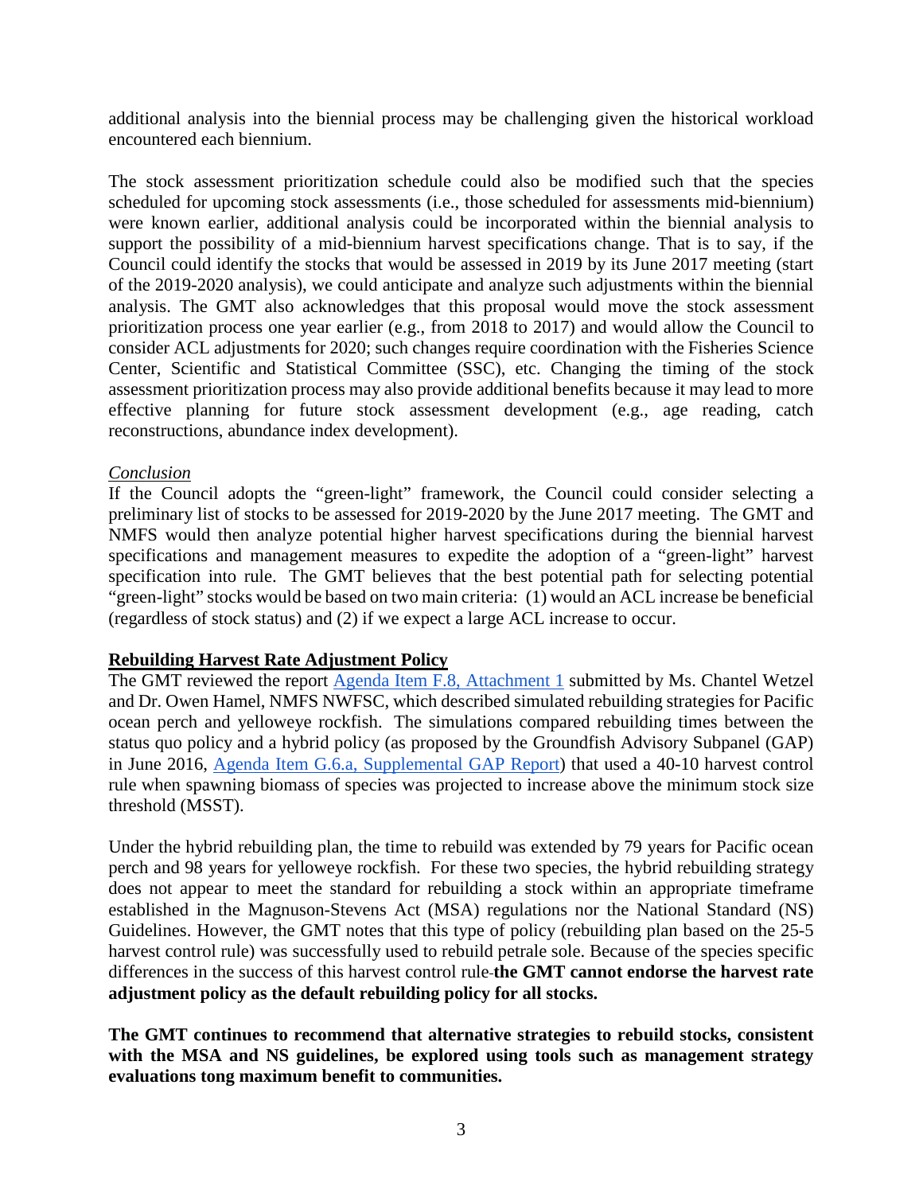additional analysis into the biennial process may be challenging given the historical workload encountered each biennium.

The stock assessment prioritization schedule could also be modified such that the species scheduled for upcoming stock assessments (i.e., those scheduled for assessments mid-biennium) were known earlier, additional analysis could be incorporated within the biennial analysis to support the possibility of a mid-biennium harvest specifications change. That is to say, if the Council could identify the stocks that would be assessed in 2019 by its June 2017 meeting (start of the 2019-2020 analysis), we could anticipate and analyze such adjustments within the biennial analysis. The GMT also acknowledges that this proposal would move the stock assessment prioritization process one year earlier (e.g., from 2018 to 2017) and would allow the Council to consider ACL adjustments for 2020; such changes require coordination with the Fisheries Science Center, Scientific and Statistical Committee (SSC), etc. Changing the timing of the stock assessment prioritization process may also provide additional benefits because it may lead to more effective planning for future stock assessment development (e.g., age reading, catch reconstructions, abundance index development).

*Conclusion*

If the Council adopts the "green-light" framework, the Council could consider selecting a preliminary list of stocks to be assessed for 2019-2020 by the June 2017 meeting. The GMT and NMFS would then analyze potential higher harvest specifications during the biennial harvest specifications and management measures to expedite the adoption of a "green-light" harvest specification into rule. The GMT believes that the best potential path for selecting potential "green-light" stocks would be based on two main criteria: (1) would an ACL increase be beneficial (regardless of stock status) and (2) if we expect a large ACL increase to occur.

## Rebuilding Harvest Rate Adjustment Policy

The GMT reviewed the report [Agenda Item F.8, Attachment 1] submitted by Ms. Chantel Wetzel and Dr. Owen Hamel, NMFS NWFSC, which described simulated rebuilding strategies for Pacific ocean perch and yelloweye rockfish. The simulations compared rebuilding times between the status quo policy and a hybrid policy (as proposed by the Groundfish Advisory Subpanel (GAP) in June 2016, [Agenda Item G.6.a, Supplemental GAP Report]) that used a 40-10 harvest control rule when spawning biomass of species was projected to increase above the minimum stock size threshold (MSST).

Under the hybrid rebuilding plan, the time to rebuild was extended by 79 years for Pacific ocean perch and 98 years for yelloweye rockfish. For these two species, the hybrid rebuilding strategy does not appear to meet the standard for rebuilding a stock within an appropriate timeframe established in the Magnuson-Stevens Act (MSA) regulations nor the National Standard (NS) Guidelines. However, the GMT notes that this type of policy (rebuilding plan based on the 25-5 harvest control rule) was successfully used to rebuild petrale sole. Because of the species specific differences in the success of this harvest control rule **the GMT cannot endorse the harvest rate adjustment policy as the default rebuilding policy for all stocks.**

**The GMT continues to recommend that alternative strategies to rebuild stocks, consistent with the MSA and NS guidelines, be explored using tools such as management strategy evaluations tong maximum benefit to communities.**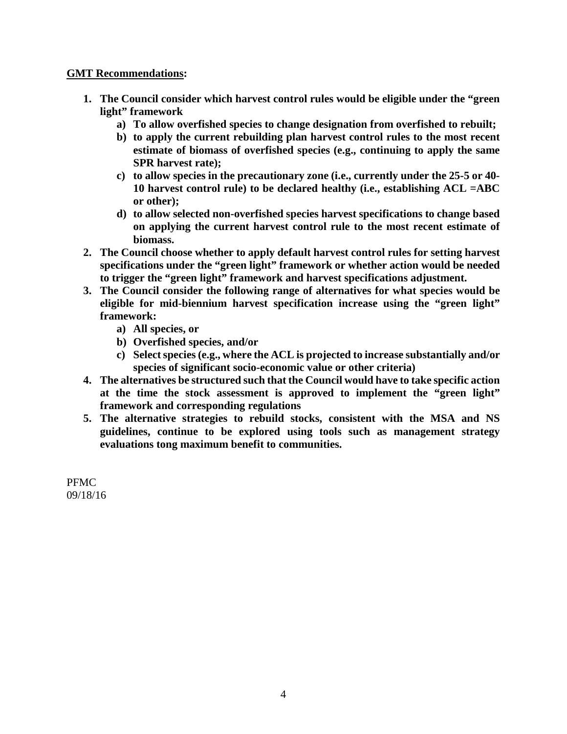**GMT Recommendations:**

1. **The Council consider which harvest control rules would be eligible under the "green light" framework**
   a) **To allow overfished species to change designation from overfished to rebuilt;**
   b) **to apply the current rebuilding plan harvest control rules to the most recent estimate of biomass of overfished species (e.g., continuing to apply the same SPR harvest rate);**
   c) **to allow species in the precautionary zone (i.e., currently under the 25-5 or 40-10 harvest control rule) to be declared healthy (i.e., establishing ACL =ABC or other);**
   d) **to allow selected non-overfished species harvest specifications to change based on applying the current harvest control rule to the most recent estimate of biomass.**
2. **The Council choose whether to apply default harvest control rules for setting harvest specifications under the "green light" framework or whether action would be needed to trigger the "green light" framework and harvest specifications adjustment.**
3. **The Council consider the following range of alternatives for what species would be eligible for mid-biennium harvest specification increase using the "green light" framework:**
   a) **All species, or**
   b) **Overfished species, and/or**
   c) **Select species (e.g., where the ACL is projected to increase substantially and/or species of significant socio-economic value or other criteria)**
4. **The alternatives be structured such that the Council would have to take specific action at the time the stock assessment is approved to implement the "green light" framework and corresponding regulations**
5. **The alternative strategies to rebuild stocks, consistent with the MSA and NS guidelines, continue to be explored using tools such as management strategy evaluations tong maximum benefit to communities.**

PFMC
09/18/16